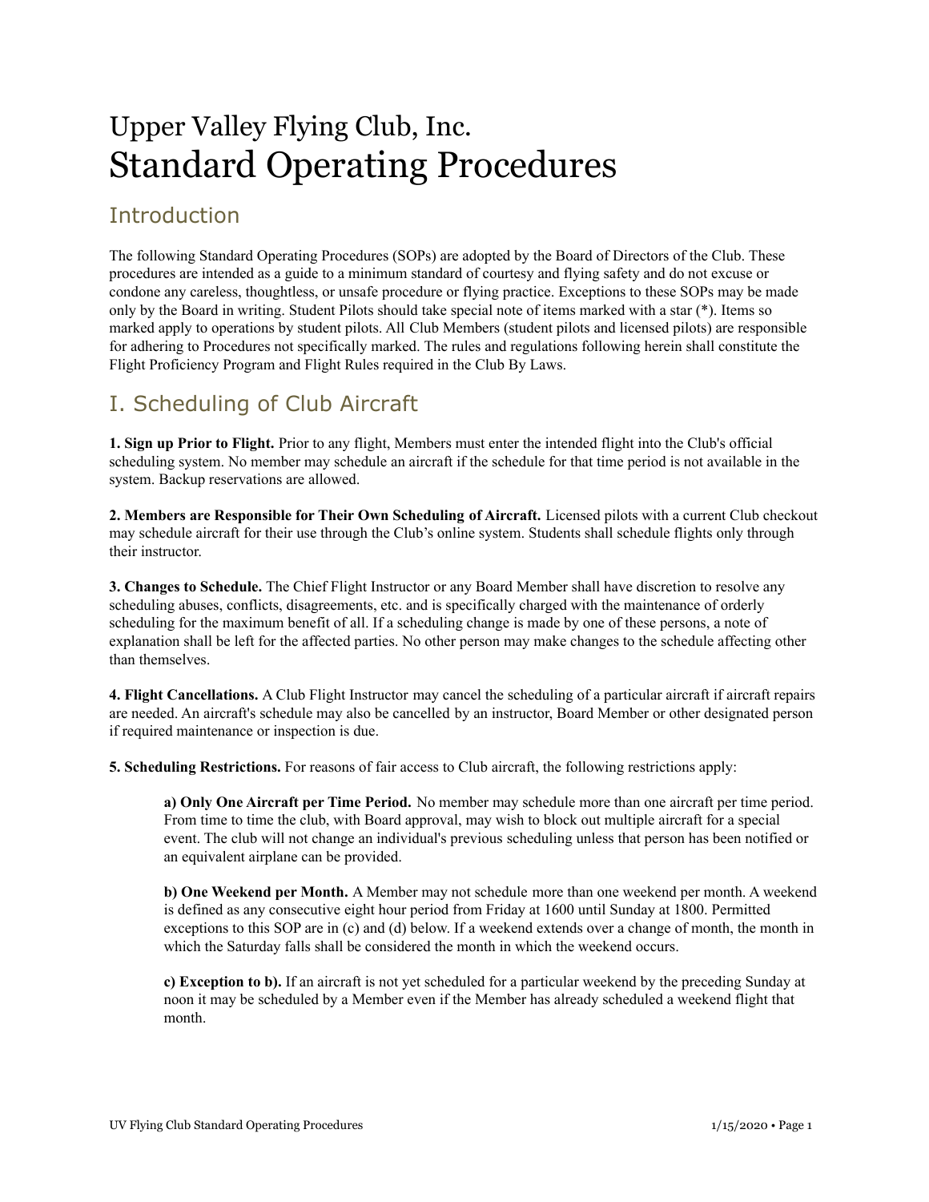# Upper Valley Flying Club, Inc.
# Standard Operating Procedures

## Introduction

The following Standard Operating Procedures (SOPs) are adopted by the Board of Directors of the Club. These procedures are intended as a guide to a minimum standard of courtesy and flying safety and do not excuse or condone any careless, thoughtless, or unsafe procedure or flying practice. Exceptions to these SOPs may be made only by the Board in writing. Student Pilots should take special note of items marked with a star (*). Items so marked apply to operations by student pilots. All Club Members (student pilots and licensed pilots) are responsible for adhering to Procedures not specifically marked. The rules and regulations following herein shall constitute the Flight Proficiency Program and Flight Rules required in the Club By Laws.

## I. Scheduling of Club Aircraft

**1. Sign up Prior to Flight.** Prior to any flight, Members must enter the intended flight into the Club's official scheduling system. No member may schedule an aircraft if the schedule for that time period is not available in the system. Backup reservations are allowed.

**2. Members are Responsible for Their Own Scheduling of Aircraft.** Licensed pilots with a current Club checkout may schedule aircraft for their use through the Club's online system. Students shall schedule flights only through their instructor.

**3. Changes to Schedule.** The Chief Flight Instructor or any Board Member shall have discretion to resolve any scheduling abuses, conflicts, disagreements, etc. and is specifically charged with the maintenance of orderly scheduling for the maximum benefit of all. If a scheduling change is made by one of these persons, a note of explanation shall be left for the affected parties. No other person may make changes to the schedule affecting other than themselves.

**4. Flight Cancellations.** A Club Flight Instructor may cancel the scheduling of a particular aircraft if aircraft repairs are needed. An aircraft's schedule may also be cancelled by an instructor, Board Member or other designated person if required maintenance or inspection is due.

**5. Scheduling Restrictions.** For reasons of fair access to Club aircraft, the following restrictions apply:

> **a) Only One Aircraft per Time Period.** No member may schedule more than one aircraft per time period. From time to time the club, with Board approval, may wish to block out multiple aircraft for a special event. The club will not change an individual's previous scheduling unless that person has been notified or an equivalent airplane can be provided.
>
> **b) One Weekend per Month.** A Member may not schedule more than one weekend per month. A weekend is defined as any consecutive eight hour period from Friday at 1600 until Sunday at 1800. Permitted exceptions to this SOP are in (c) and (d) below. If a weekend extends over a change of month, the month in which the Saturday falls shall be considered the month in which the weekend occurs.
>
> **c) Exception to b).** If an aircraft is not yet scheduled for a particular weekend by the preceding Sunday at noon it may be scheduled by a Member even if the Member has already scheduled a weekend flight that month.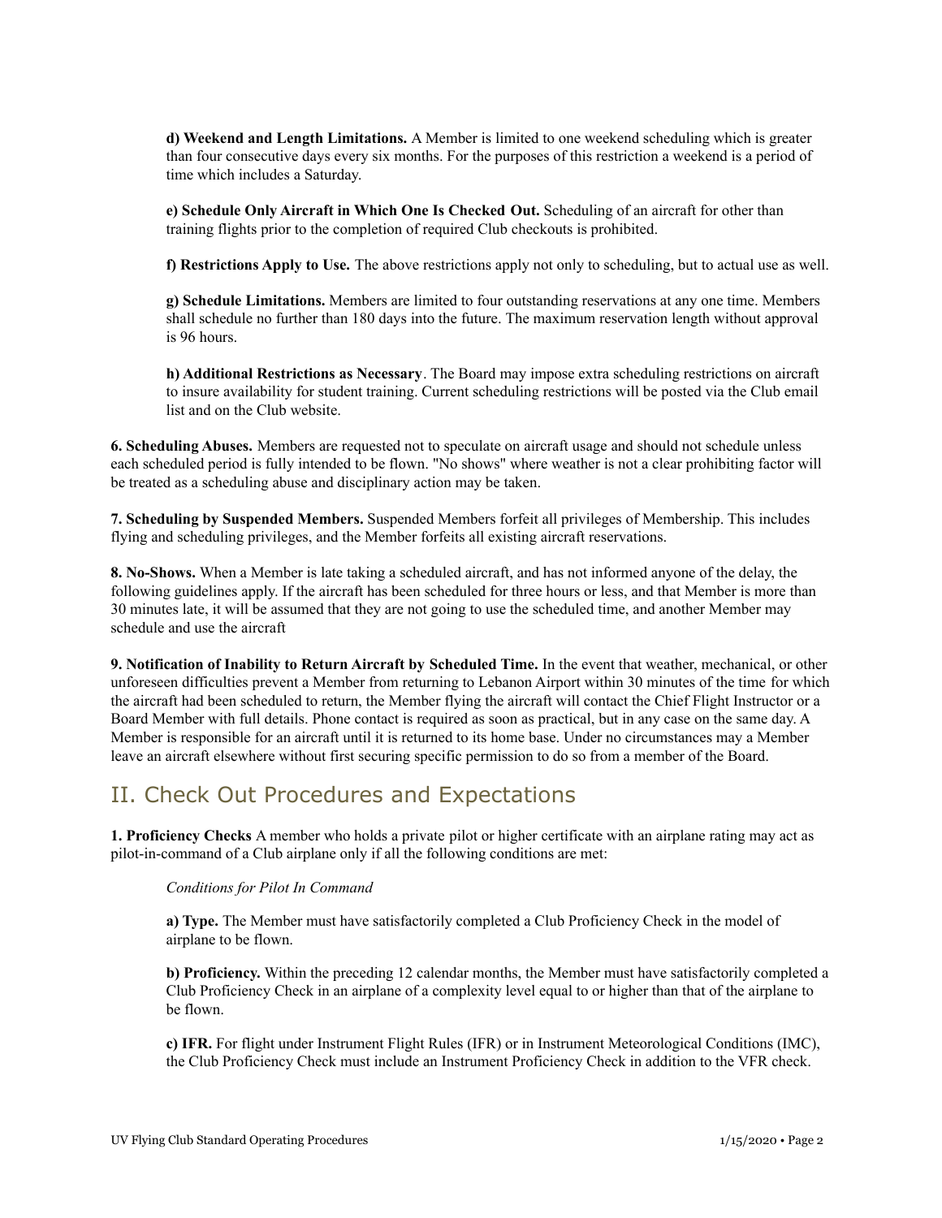**d) Weekend and Length Limitations.** A Member is limited to one weekend scheduling which is greater than four consecutive days every six months. For the purposes of this restriction a weekend is a period of time which includes a Saturday.

**e) Schedule Only Aircraft in Which One Is Checked Out.** Scheduling of an aircraft for other than training flights prior to the completion of required Club checkouts is prohibited.

**f) Restrictions Apply to Use.** The above restrictions apply not only to scheduling, but to actual use as well.

**g) Schedule Limitations.** Members are limited to four outstanding reservations at any one time. Members shall schedule no further than 180 days into the future. The maximum reservation length without approval is 96 hours.

**h) Additional Restrictions as Necessary**. The Board may impose extra scheduling restrictions on aircraft to insure availability for student training. Current scheduling restrictions will be posted via the Club email list and on the Club website.

**6. Scheduling Abuses.** Members are requested not to speculate on aircraft usage and should not schedule unless each scheduled period is fully intended to be flown. "No shows" where weather is not a clear prohibiting factor will be treated as a scheduling abuse and disciplinary action may be taken.

**7. Scheduling by Suspended Members.** Suspended Members forfeit all privileges of Membership. This includes flying and scheduling privileges, and the Member forfeits all existing aircraft reservations.

**8. No-Shows.** When a Member is late taking a scheduled aircraft, and has not informed anyone of the delay, the following guidelines apply. If the aircraft has been scheduled for three hours or less, and that Member is more than 30 minutes late, it will be assumed that they are not going to use the scheduled time, and another Member may schedule and use the aircraft

**9. Notification of Inability to Return Aircraft by Scheduled Time.** In the event that weather, mechanical, or other unforeseen difficulties prevent a Member from returning to Lebanon Airport within 30 minutes of the time for which the aircraft had been scheduled to return, the Member flying the aircraft will contact the Chief Flight Instructor or a Board Member with full details. Phone contact is required as soon as practical, but in any case on the same day. A Member is responsible for an aircraft until it is returned to its home base. Under no circumstances may a Member leave an aircraft elsewhere without first securing specific permission to do so from a member of the Board.

## II. Check Out Procedures and Expectations

**1. Proficiency Checks** A member who holds a private pilot or higher certificate with an airplane rating may act as pilot-in-command of a Club airplane only if all the following conditions are met:

*Conditions for Pilot In Command*

**a) Type.** The Member must have satisfactorily completed a Club Proficiency Check in the model of airplane to be flown.

**b) Proficiency.** Within the preceding 12 calendar months, the Member must have satisfactorily completed a Club Proficiency Check in an airplane of a complexity level equal to or higher than that of the airplane to be flown.

**c) IFR.** For flight under Instrument Flight Rules (IFR) or in Instrument Meteorological Conditions (IMC), the Club Proficiency Check must include an Instrument Proficiency Check in addition to the VFR check.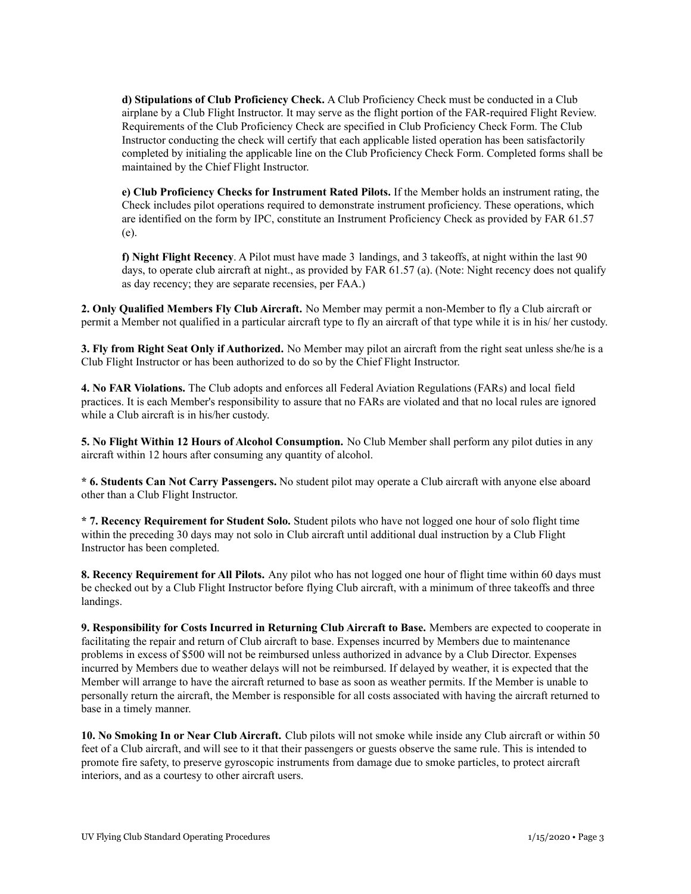**d) Stipulations of Club Proficiency Check.** A Club Proficiency Check must be conducted in a Club airplane by a Club Flight Instructor. It may serve as the flight portion of the FAR-required Flight Review. Requirements of the Club Proficiency Check are specified in Club Proficiency Check Form. The Club Instructor conducting the check will certify that each applicable listed operation has been satisfactorily completed by initialing the applicable line on the Club Proficiency Check Form. Completed forms shall be maintained by the Chief Flight Instructor.

**e) Club Proficiency Checks for Instrument Rated Pilots.** If the Member holds an instrument rating, the Check includes pilot operations required to demonstrate instrument proficiency. These operations, which are identified on the form by IPC, constitute an Instrument Proficiency Check as provided by FAR 61.57 (e).

**f) Night Flight Recency**. A Pilot must have made 3 landings, and 3 takeoffs, at night within the last 90 days, to operate club aircraft at night., as provided by FAR 61.57 (a). (Note: Night recency does not qualify as day recency; they are separate recensies, per FAA.)

**2. Only Qualified Members Fly Club Aircraft.** No Member may permit a non-Member to fly a Club aircraft or permit a Member not qualified in a particular aircraft type to fly an aircraft of that type while it is in his/ her custody.

**3. Fly from Right Seat Only if Authorized.** No Member may pilot an aircraft from the right seat unless she/he is a Club Flight Instructor or has been authorized to do so by the Chief Flight Instructor.

**4. No FAR Violations.** The Club adopts and enforces all Federal Aviation Regulations (FARs) and local field practices. It is each Member's responsibility to assure that no FARs are violated and that no local rules are ignored while a Club aircraft is in his/her custody.

**5. No Flight Within 12 Hours of Alcohol Consumption.** No Club Member shall perform any pilot duties in any aircraft within 12 hours after consuming any quantity of alcohol.

**\* 6. Students Can Not Carry Passengers.** No student pilot may operate a Club aircraft with anyone else aboard other than a Club Flight Instructor.

**\* 7. Recency Requirement for Student Solo.** Student pilots who have not logged one hour of solo flight time within the preceding 30 days may not solo in Club aircraft until additional dual instruction by a Club Flight Instructor has been completed.

**8. Recency Requirement for All Pilots.** Any pilot who has not logged one hour of flight time within 60 days must be checked out by a Club Flight Instructor before flying Club aircraft, with a minimum of three takeoffs and three landings.

**9. Responsibility for Costs Incurred in Returning Club Aircraft to Base.** Members are expected to cooperate in facilitating the repair and return of Club aircraft to base. Expenses incurred by Members due to maintenance problems in excess of $500 will not be reimbursed unless authorized in advance by a Club Director. Expenses incurred by Members due to weather delays will not be reimbursed. If delayed by weather, it is expected that the Member will arrange to have the aircraft returned to base as soon as weather permits. If the Member is unable to personally return the aircraft, the Member is responsible for all costs associated with having the aircraft returned to base in a timely manner.

**10. No Smoking In or Near Club Aircraft.** Club pilots will not smoke while inside any Club aircraft or within 50 feet of a Club aircraft, and will see to it that their passengers or guests observe the same rule. This is intended to promote fire safety, to preserve gyroscopic instruments from damage due to smoke particles, to protect aircraft interiors, and as a courtesy to other aircraft users.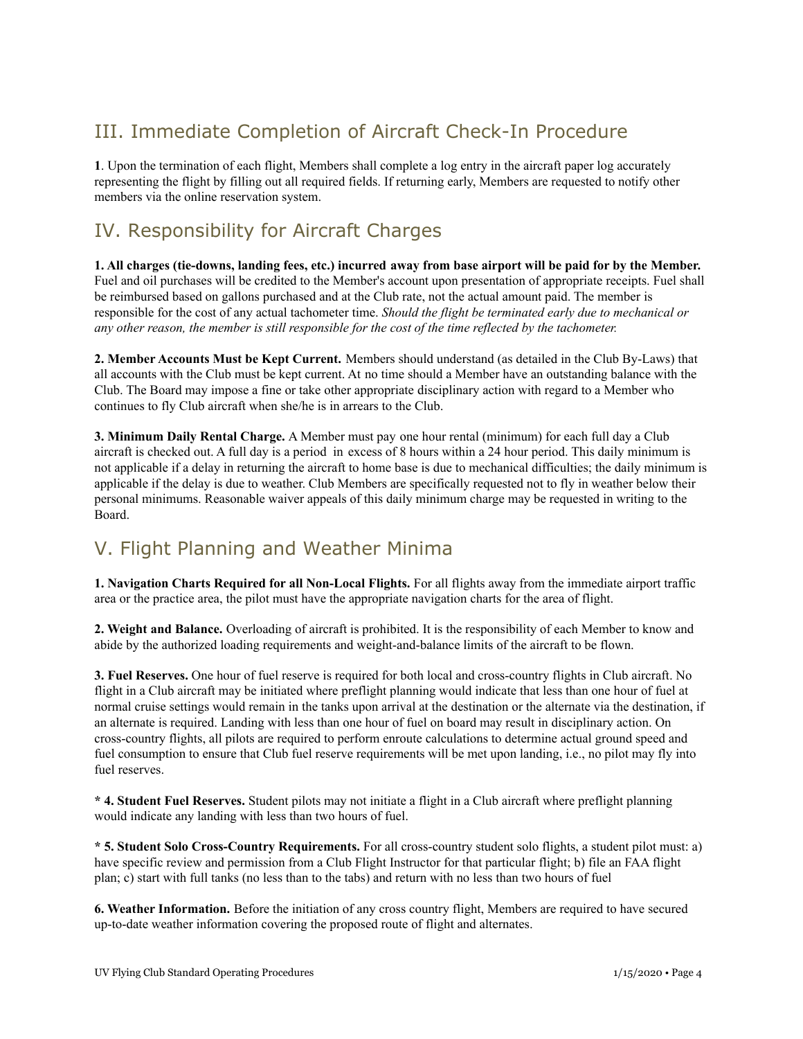## III. Immediate Completion of Aircraft Check-In Procedure

**1**. Upon the termination of each flight, Members shall complete a log entry in the aircraft paper log accurately representing the flight by filling out all required fields. If returning early, Members are requested to notify other members via the online reservation system.

## IV. Responsibility for Aircraft Charges

**1. All charges (tie-downs, landing fees, etc.) incurred away from base airport will be paid for by the Member.** Fuel and oil purchases will be credited to the Member's account upon presentation of appropriate receipts. Fuel shall be reimbursed based on gallons purchased and at the Club rate, not the actual amount paid. The member is responsible for the cost of any actual tachometer time. *Should the flight be terminated early due to mechanical or any other reason, the member is still responsible for the cost of the time reflected by the tachometer.*

**2. Member Accounts Must be Kept Current.** Members should understand (as detailed in the Club By-Laws) that all accounts with the Club must be kept current. At no time should a Member have an outstanding balance with the Club. The Board may impose a fine or take other appropriate disciplinary action with regard to a Member who continues to fly Club aircraft when she/he is in arrears to the Club.

**3. Minimum Daily Rental Charge.** A Member must pay one hour rental (minimum) for each full day a Club aircraft is checked out. A full day is a period in excess of 8 hours within a 24 hour period. This daily minimum is not applicable if a delay in returning the aircraft to home base is due to mechanical difficulties; the daily minimum is applicable if the delay is due to weather. Club Members are specifically requested not to fly in weather below their personal minimums. Reasonable waiver appeals of this daily minimum charge may be requested in writing to the Board.

## V. Flight Planning and Weather Minima

**1. Navigation Charts Required for all Non-Local Flights.** For all flights away from the immediate airport traffic area or the practice area, the pilot must have the appropriate navigation charts for the area of flight.

**2. Weight and Balance.** Overloading of aircraft is prohibited. It is the responsibility of each Member to know and abide by the authorized loading requirements and weight-and-balance limits of the aircraft to be flown.

**3. Fuel Reserves.** One hour of fuel reserve is required for both local and cross-country flights in Club aircraft. No flight in a Club aircraft may be initiated where preflight planning would indicate that less than one hour of fuel at normal cruise settings would remain in the tanks upon arrival at the destination or the alternate via the destination, if an alternate is required. Landing with less than one hour of fuel on board may result in disciplinary action. On cross-country flights, all pilots are required to perform enroute calculations to determine actual ground speed and fuel consumption to ensure that Club fuel reserve requirements will be met upon landing, i.e., no pilot may fly into fuel reserves.

**\* 4. Student Fuel Reserves.** Student pilots may not initiate a flight in a Club aircraft where preflight planning would indicate any landing with less than two hours of fuel.

**\* 5. Student Solo Cross-Country Requirements.** For all cross-country student solo flights, a student pilot must: a) have specific review and permission from a Club Flight Instructor for that particular flight; b) file an FAA flight plan; c) start with full tanks (no less than to the tabs) and return with no less than two hours of fuel

**6. Weather Information.** Before the initiation of any cross country flight, Members are required to have secured up-to-date weather information covering the proposed route of flight and alternates.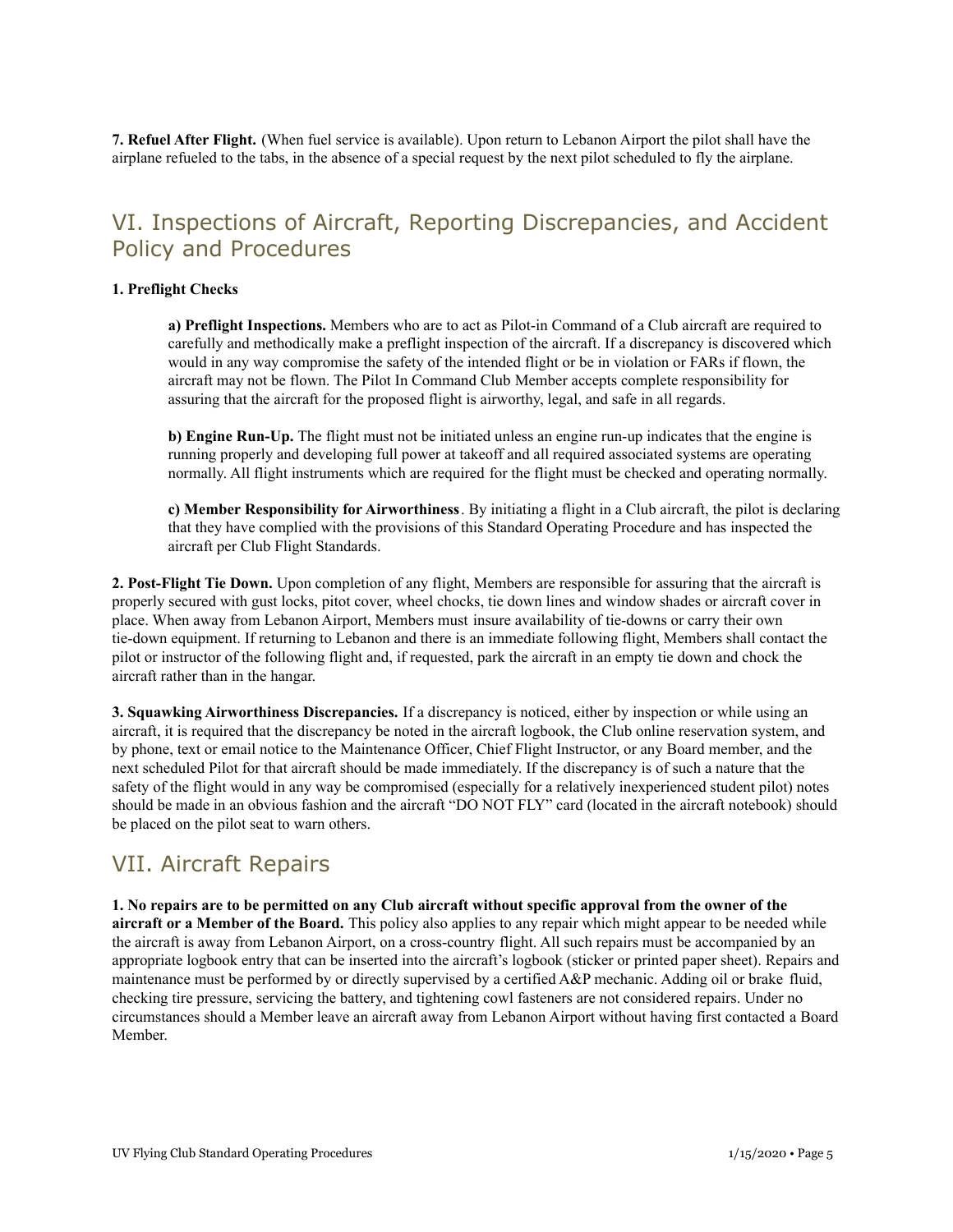**7. Refuel After Flight.** (When fuel service is available). Upon return to Lebanon Airport the pilot shall have the airplane refueled to the tabs, in the absence of a special request by the next pilot scheduled to fly the airplane.

## VI. Inspections of Aircraft, Reporting Discrepancies, and Accident Policy and Procedures

**1. Preflight Checks**

> **a) Preflight Inspections.** Members who are to act as Pilot-in Command of a Club aircraft are required to carefully and methodically make a preflight inspection of the aircraft. If a discrepancy is discovered which would in any way compromise the safety of the intended flight or be in violation or FARs if flown, the aircraft may not be flown. The Pilot In Command Club Member accepts complete responsibility for assuring that the aircraft for the proposed flight is airworthy, legal, and safe in all regards.
>
> **b) Engine Run-Up.** The flight must not be initiated unless an engine run-up indicates that the engine is running properly and developing full power at takeoff and all required associated systems are operating normally. All flight instruments which are required for the flight must be checked and operating normally.
>
> **c) Member Responsibility for Airworthiness**. By initiating a flight in a Club aircraft, the pilot is declaring that they have complied with the provisions of this Standard Operating Procedure and has inspected the aircraft per Club Flight Standards.

**2. Post-Flight Tie Down.** Upon completion of any flight, Members are responsible for assuring that the aircraft is properly secured with gust locks, pitot cover, wheel chocks, tie down lines and window shades or aircraft cover in place. When away from Lebanon Airport, Members must insure availability of tie-downs or carry their own tie-down equipment. If returning to Lebanon and there is an immediate following flight, Members shall contact the pilot or instructor of the following flight and, if requested, park the aircraft in an empty tie down and chock the aircraft rather than in the hangar.

**3. Squawking Airworthiness Discrepancies.** If a discrepancy is noticed, either by inspection or while using an aircraft, it is required that the discrepancy be noted in the aircraft logbook, the Club online reservation system, and by phone, text or email notice to the Maintenance Officer, Chief Flight Instructor, or any Board member, and the next scheduled Pilot for that aircraft should be made immediately. If the discrepancy is of such a nature that the safety of the flight would in any way be compromised (especially for a relatively inexperienced student pilot) notes should be made in an obvious fashion and the aircraft "DO NOT FLY" card (located in the aircraft notebook) should be placed on the pilot seat to warn others.

## VII. Aircraft Repairs

**1. No repairs are to be permitted on any Club aircraft without specific approval from the owner of the aircraft or a Member of the Board.** This policy also applies to any repair which might appear to be needed while the aircraft is away from Lebanon Airport, on a cross-country flight. All such repairs must be accompanied by an appropriate logbook entry that can be inserted into the aircraft's logbook (sticker or printed paper sheet). Repairs and maintenance must be performed by or directly supervised by a certified A&P mechanic. Adding oil or brake fluid, checking tire pressure, servicing the battery, and tightening cowl fasteners are not considered repairs. Under no circumstances should a Member leave an aircraft away from Lebanon Airport without having first contacted a Board Member.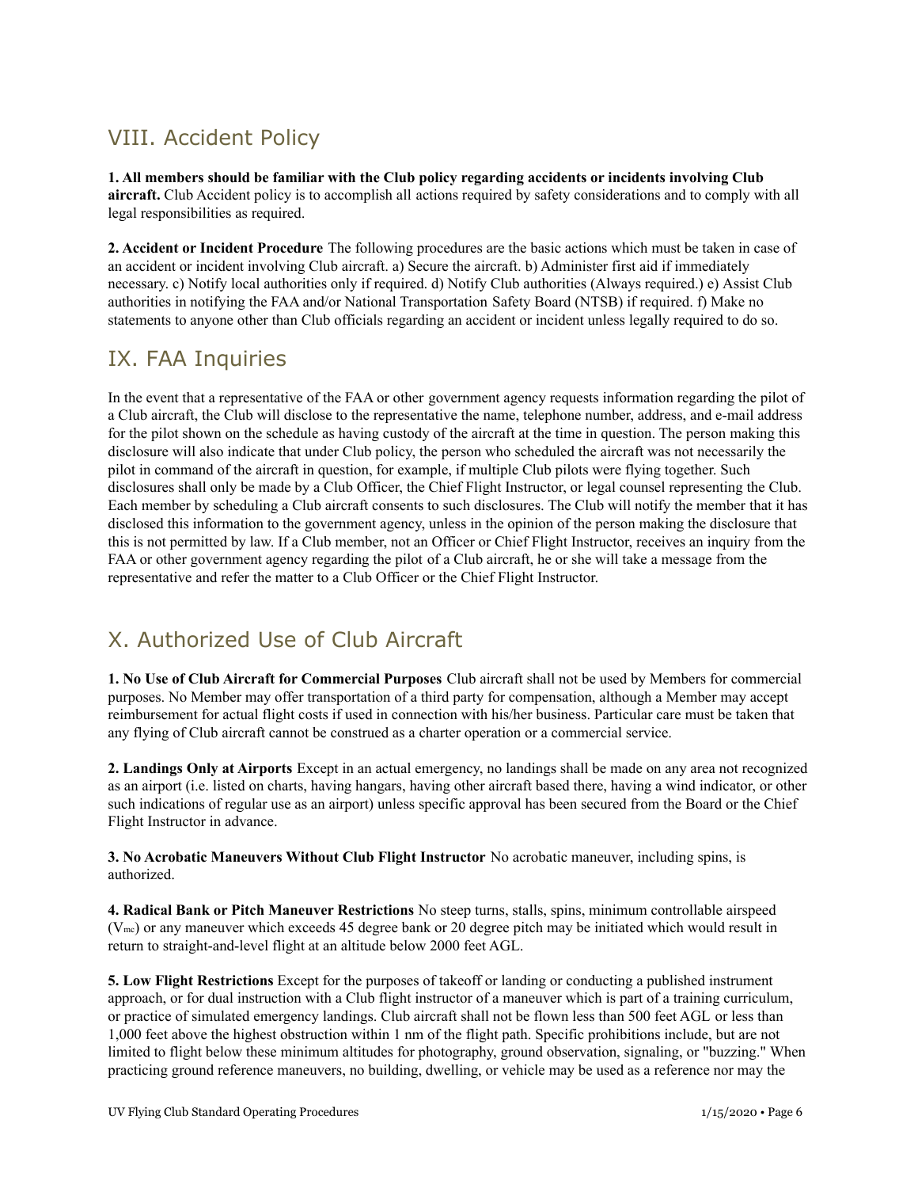## VIII. Accident Policy

**1. All members should be familiar with the Club policy regarding accidents or incidents involving Club aircraft.** Club Accident policy is to accomplish all actions required by safety considerations and to comply with all legal responsibilities as required.

**2. Accident or Incident Procedure** The following procedures are the basic actions which must be taken in case of an accident or incident involving Club aircraft. a) Secure the aircraft. b) Administer first aid if immediately necessary. c) Notify local authorities only if required. d) Notify Club authorities (Always required.) e) Assist Club authorities in notifying the FAA and/or National Transportation Safety Board (NTSB) if required. f) Make no statements to anyone other than Club officials regarding an accident or incident unless legally required to do so.

## IX. FAA Inquiries

In the event that a representative of the FAA or other government agency requests information regarding the pilot of a Club aircraft, the Club will disclose to the representative the name, telephone number, address, and e-mail address for the pilot shown on the schedule as having custody of the aircraft at the time in question. The person making this disclosure will also indicate that under Club policy, the person who scheduled the aircraft was not necessarily the pilot in command of the aircraft in question, for example, if multiple Club pilots were flying together. Such disclosures shall only be made by a Club Officer, the Chief Flight Instructor, or legal counsel representing the Club. Each member by scheduling a Club aircraft consents to such disclosures. The Club will notify the member that it has disclosed this information to the government agency, unless in the opinion of the person making the disclosure that this is not permitted by law. If a Club member, not an Officer or Chief Flight Instructor, receives an inquiry from the FAA or other government agency regarding the pilot of a Club aircraft, he or she will take a message from the representative and refer the matter to a Club Officer or the Chief Flight Instructor.

## X. Authorized Use of Club Aircraft

**1. No Use of Club Aircraft for Commercial Purposes** Club aircraft shall not be used by Members for commercial purposes. No Member may offer transportation of a third party for compensation, although a Member may accept reimbursement for actual flight costs if used in connection with his/her business. Particular care must be taken that any flying of Club aircraft cannot be construed as a charter operation or a commercial service.

**2. Landings Only at Airports** Except in an actual emergency, no landings shall be made on any area not recognized as an airport (i.e. listed on charts, having hangars, having other aircraft based there, having a wind indicator, or other such indications of regular use as an airport) unless specific approval has been secured from the Board or the Chief Flight Instructor in advance.

**3. No Acrobatic Maneuvers Without Club Flight Instructor** No acrobatic maneuver, including spins, is authorized.

**4. Radical Bank or Pitch Maneuver Restrictions** No steep turns, stalls, spins, minimum controllable airspeed ($V_{mc}$) or any maneuver which exceeds 45 degree bank or 20 degree pitch may be initiated which would result in return to straight-and-level flight at an altitude below 2000 feet AGL.

**5. Low Flight Restrictions** Except for the purposes of takeoff or landing or conducting a published instrument approach, or for dual instruction with a Club flight instructor of a maneuver which is part of a training curriculum, or practice of simulated emergency landings. Club aircraft shall not be flown less than 500 feet AGL or less than 1,000 feet above the highest obstruction within 1 nm of the flight path. Specific prohibitions include, but are not limited to flight below these minimum altitudes for photography, ground observation, signaling, or "buzzing." When practicing ground reference maneuvers, no building, dwelling, or vehicle may be used as a reference nor may the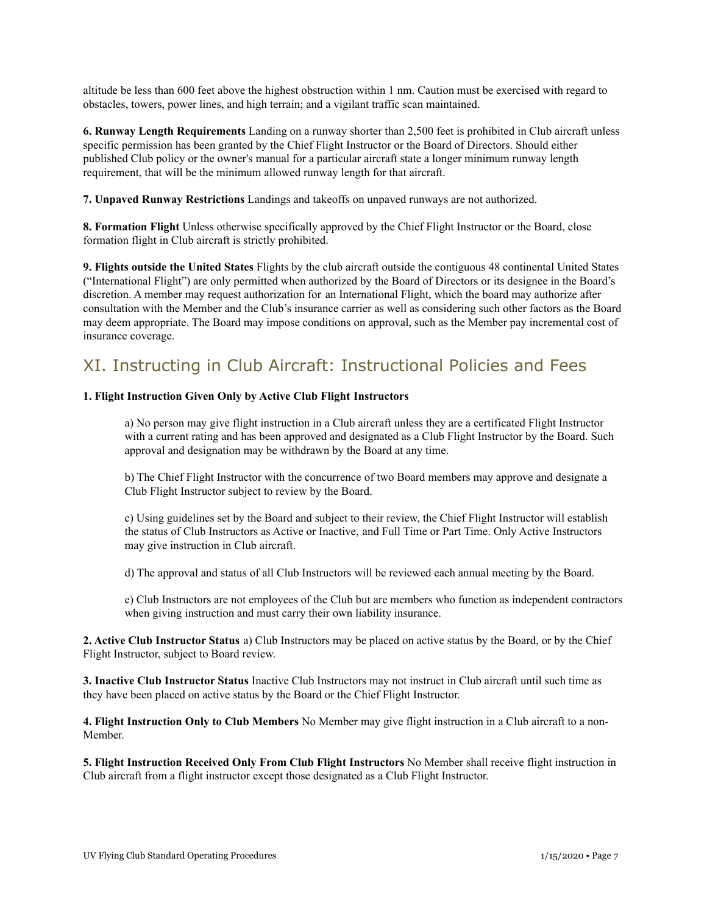altitude be less than 600 feet above the highest obstruction within 1 nm. Caution must be exercised with regard to obstacles, towers, power lines, and high terrain; and a vigilant traffic scan maintained.

**6. Runway Length Requirements** Landing on a runway shorter than 2,500 feet is prohibited in Club aircraft unless specific permission has been granted by the Chief Flight Instructor or the Board of Directors. Should either published Club policy or the owner's manual for a particular aircraft state a longer minimum runway length requirement, that will be the minimum allowed runway length for that aircraft.

**7. Unpaved Runway Restrictions** Landings and takeoffs on unpaved runways are not authorized.

**8. Formation Flight** Unless otherwise specifically approved by the Chief Flight Instructor or the Board, close formation flight in Club aircraft is strictly prohibited.

**9. Flights outside the United States** Flights by the club aircraft outside the contiguous 48 continental United States ("International Flight") are only permitted when authorized by the Board of Directors or its designee in the Board's discretion. A member may request authorization for an International Flight, which the board may authorize after consultation with the Member and the Club's insurance carrier as well as considering such other factors as the Board may deem appropriate. The Board may impose conditions on approval, such as the Member pay incremental cost of insurance coverage.

## XI. Instructing in Club Aircraft: Instructional Policies and Fees

**1. Flight Instruction Given Only by Active Club Flight Instructors**

a) No person may give flight instruction in a Club aircraft unless they are a certificated Flight Instructor with a current rating and has been approved and designated as a Club Flight Instructor by the Board. Such approval and designation may be withdrawn by the Board at any time.

b) The Chief Flight Instructor with the concurrence of two Board members may approve and designate a Club Flight Instructor subject to review by the Board.

c) Using guidelines set by the Board and subject to their review, the Chief Flight Instructor will establish the status of Club Instructors as Active or Inactive, and Full Time or Part Time. Only Active Instructors may give instruction in Club aircraft.

d) The approval and status of all Club Instructors will be reviewed each annual meeting by the Board.

e) Club Instructors are not employees of the Club but are members who function as independent contractors when giving instruction and must carry their own liability insurance.

**2. Active Club Instructor Status** a) Club Instructors may be placed on active status by the Board, or by the Chief Flight Instructor, subject to Board review.

**3. Inactive Club Instructor Status** Inactive Club Instructors may not instruct in Club aircraft until such time as they have been placed on active status by the Board or the Chief Flight Instructor.

**4. Flight Instruction Only to Club Members** No Member may give flight instruction in a Club aircraft to a non-Member.

**5. Flight Instruction Received Only From Club Flight Instructors** No Member shall receive flight instruction in Club aircraft from a flight instructor except those designated as a Club Flight Instructor.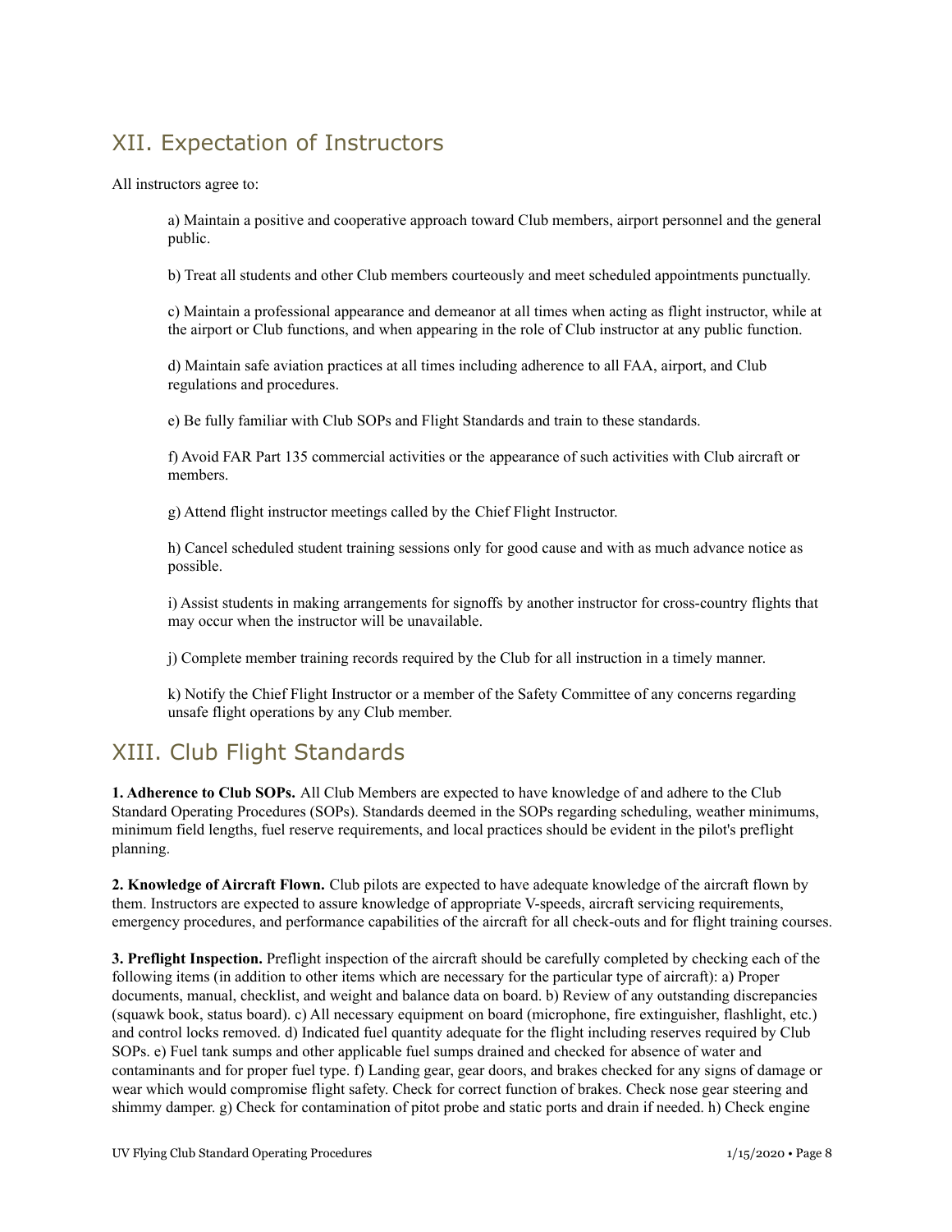## XII. Expectation of Instructors

All instructors agree to:

a) Maintain a positive and cooperative approach toward Club members, airport personnel and the general public.

b) Treat all students and other Club members courteously and meet scheduled appointments punctually.

c) Maintain a professional appearance and demeanor at all times when acting as flight instructor, while at the airport or Club functions, and when appearing in the role of Club instructor at any public function.

d) Maintain safe aviation practices at all times including adherence to all FAA, airport, and Club regulations and procedures.

e) Be fully familiar with Club SOPs and Flight Standards and train to these standards.

f) Avoid FAR Part 135 commercial activities or the appearance of such activities with Club aircraft or members.

g) Attend flight instructor meetings called by the Chief Flight Instructor.

h) Cancel scheduled student training sessions only for good cause and with as much advance notice as possible.

i) Assist students in making arrangements for signoffs by another instructor for cross-country flights that may occur when the instructor will be unavailable.

j) Complete member training records required by the Club for all instruction in a timely manner.

k) Notify the Chief Flight Instructor or a member of the Safety Committee of any concerns regarding unsafe flight operations by any Club member.

## XIII. Club Flight Standards

**1. Adherence to Club SOPs.** All Club Members are expected to have knowledge of and adhere to the Club Standard Operating Procedures (SOPs). Standards deemed in the SOPs regarding scheduling, weather minimums, minimum field lengths, fuel reserve requirements, and local practices should be evident in the pilot's preflight planning.

**2. Knowledge of Aircraft Flown.** Club pilots are expected to have adequate knowledge of the aircraft flown by them. Instructors are expected to assure knowledge of appropriate V-speeds, aircraft servicing requirements, emergency procedures, and performance capabilities of the aircraft for all check-outs and for flight training courses.

**3. Preflight Inspection.** Preflight inspection of the aircraft should be carefully completed by checking each of the following items (in addition to other items which are necessary for the particular type of aircraft): a) Proper documents, manual, checklist, and weight and balance data on board. b) Review of any outstanding discrepancies (squawk book, status board). c) All necessary equipment on board (microphone, fire extinguisher, flashlight, etc.) and control locks removed. d) Indicated fuel quantity adequate for the flight including reserves required by Club SOPs. e) Fuel tank sumps and other applicable fuel sumps drained and checked for absence of water and contaminants and for proper fuel type. f) Landing gear, gear doors, and brakes checked for any signs of damage or wear which would compromise flight safety. Check for correct function of brakes. Check nose gear steering and shimmy damper. g) Check for contamination of pitot probe and static ports and drain if needed. h) Check engine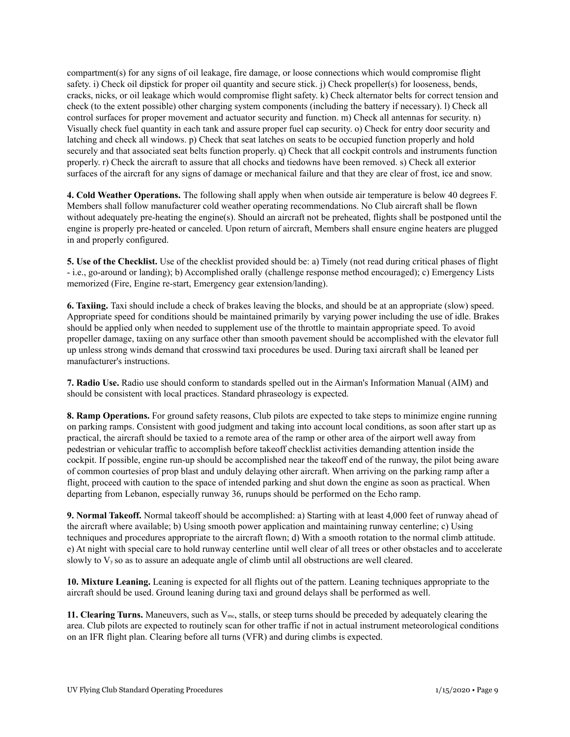compartment(s) for any signs of oil leakage, fire damage, or loose connections which would compromise flight safety. i) Check oil dipstick for proper oil quantity and secure stick. j) Check propeller(s) for looseness, bends, cracks, nicks, or oil leakage which would compromise flight safety. k) Check alternator belts for correct tension and check (to the extent possible) other charging system components (including the battery if necessary). l) Check all control surfaces for proper movement and actuator security and function. m) Check all antennas for security. n) Visually check fuel quantity in each tank and assure proper fuel cap security. o) Check for entry door security and latching and check all windows. p) Check that seat latches on seats to be occupied function properly and hold securely and that associated seat belts function properly. q) Check that all cockpit controls and instruments function properly. r) Check the aircraft to assure that all chocks and tiedowns have been removed. s) Check all exterior surfaces of the aircraft for any signs of damage or mechanical failure and that they are clear of frost, ice and snow.

**4. Cold Weather Operations.** The following shall apply when when outside air temperature is below 40 degrees F. Members shall follow manufacturer cold weather operating recommendations. No Club aircraft shall be flown without adequately pre-heating the engine(s). Should an aircraft not be preheated, flights shall be postponed until the engine is properly pre-heated or canceled. Upon return of aircraft, Members shall ensure engine heaters are plugged in and properly configured.

**5. Use of the Checklist.** Use of the checklist provided should be: a) Timely (not read during critical phases of flight - i.e., go-around or landing); b) Accomplished orally (challenge response method encouraged); c) Emergency Lists memorized (Fire, Engine re-start, Emergency gear extension/landing).

**6. Taxiing.** Taxi should include a check of brakes leaving the blocks, and should be at an appropriate (slow) speed. Appropriate speed for conditions should be maintained primarily by varying power including the use of idle. Brakes should be applied only when needed to supplement use of the throttle to maintain appropriate speed. To avoid propeller damage, taxiing on any surface other than smooth pavement should be accomplished with the elevator full up unless strong winds demand that crosswind taxi procedures be used. During taxi aircraft shall be leaned per manufacturer's instructions.

**7. Radio Use.** Radio use should conform to standards spelled out in the Airman's Information Manual (AIM) and should be consistent with local practices. Standard phraseology is expected.

**8. Ramp Operations.** For ground safety reasons, Club pilots are expected to take steps to minimize engine running on parking ramps. Consistent with good judgment and taking into account local conditions, as soon after start up as practical, the aircraft should be taxied to a remote area of the ramp or other area of the airport well away from pedestrian or vehicular traffic to accomplish before takeoff checklist activities demanding attention inside the cockpit. If possible, engine run-up should be accomplished near the takeoff end of the runway, the pilot being aware of common courtesies of prop blast and unduly delaying other aircraft. When arriving on the parking ramp after a flight, proceed with caution to the space of intended parking and shut down the engine as soon as practical. When departing from Lebanon, especially runway 36, runups should be performed on the Echo ramp.

**9. Normal Takeoff.** Normal takeoff should be accomplished: a) Starting with at least 4,000 feet of runway ahead of the aircraft where available; b) Using smooth power application and maintaining runway centerline; c) Using techniques and procedures appropriate to the aircraft flown; d) With a smooth rotation to the normal climb attitude. e) At night with special care to hold runway centerline until well clear of all trees or other obstacles and to accelerate slowly to $V_y$ so as to assure an adequate angle of climb until all obstructions are well cleared.

**10. Mixture Leaning.** Leaning is expected for all flights out of the pattern. Leaning techniques appropriate to the aircraft should be used. Ground leaning during taxi and ground delays shall be performed as well.

**11. Clearing Turns.** Maneuvers, such as $V_{mc}$, stalls, or steep turns should be preceded by adequately clearing the area. Club pilots are expected to routinely scan for other traffic if not in actual instrument meteorological conditions on an IFR flight plan. Clearing before all turns (VFR) and during climbs is expected.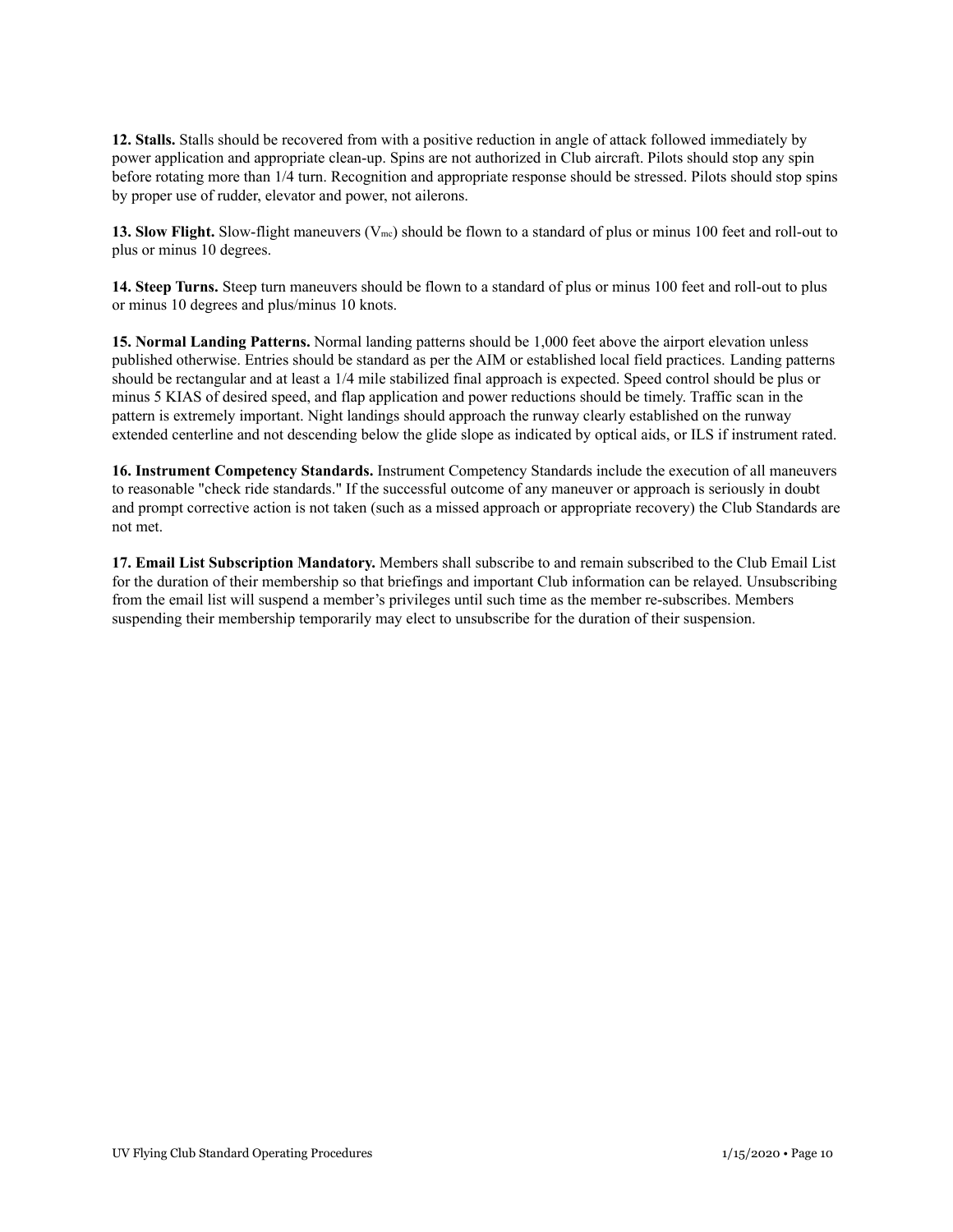**12. Stalls.** Stalls should be recovered from with a positive reduction in angle of attack followed immediately by power application and appropriate clean-up. Spins are not authorized in Club aircraft. Pilots should stop any spin before rotating more than 1/4 turn. Recognition and appropriate response should be stressed. Pilots should stop spins by proper use of rudder, elevator and power, not ailerons.

**13. Slow Flight.** Slow-flight maneuvers ($V_{mc}$) should be flown to a standard of plus or minus 100 feet and roll-out to plus or minus 10 degrees.

**14. Steep Turns.** Steep turn maneuvers should be flown to a standard of plus or minus 100 feet and roll-out to plus or minus 10 degrees and plus/minus 10 knots.

**15. Normal Landing Patterns.** Normal landing patterns should be 1,000 feet above the airport elevation unless published otherwise. Entries should be standard as per the AIM or established local field practices. Landing patterns should be rectangular and at least a 1/4 mile stabilized final approach is expected. Speed control should be plus or minus 5 KIAS of desired speed, and flap application and power reductions should be timely. Traffic scan in the pattern is extremely important. Night landings should approach the runway clearly established on the runway extended centerline and not descending below the glide slope as indicated by optical aids, or ILS if instrument rated.

**16. Instrument Competency Standards.** Instrument Competency Standards include the execution of all maneuvers to reasonable "check ride standards." If the successful outcome of any maneuver or approach is seriously in doubt and prompt corrective action is not taken (such as a missed approach or appropriate recovery) the Club Standards are not met.

**17. Email List Subscription Mandatory.** Members shall subscribe to and remain subscribed to the Club Email List for the duration of their membership so that briefings and important Club information can be relayed. Unsubscribing from the email list will suspend a member's privileges until such time as the member re-subscribes. Members suspending their membership temporarily may elect to unsubscribe for the duration of their suspension.